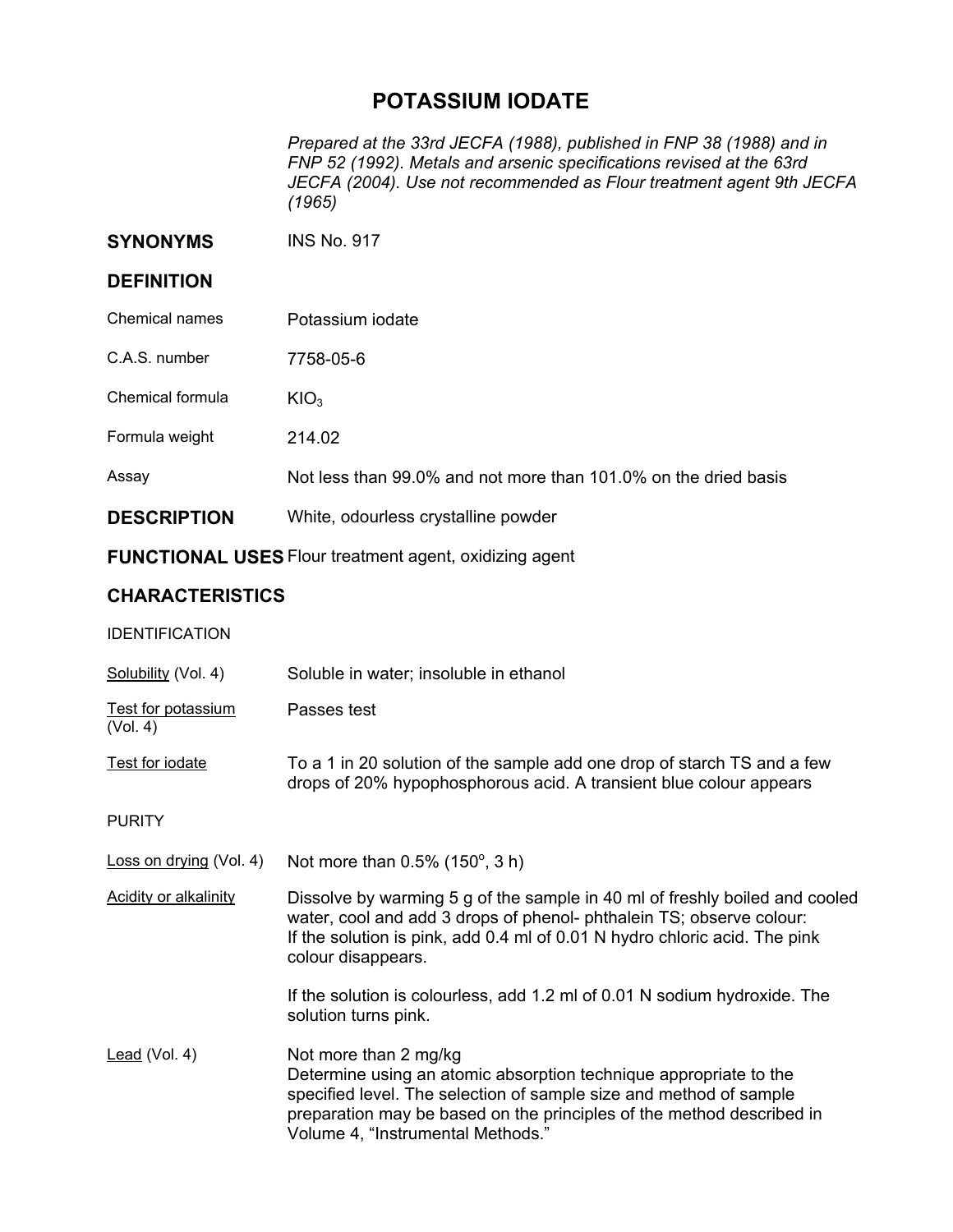# POTASSIUM IODATE

*Prepared at the 33rd JECFA (1988), published in FNP 38 (1988) and in FNP 52 (1992). Metals and arsenic specifications revised at the 63rd JECFA (2004). Use not recommended as Flour treatment agent 9th JECFA (1965)*

## SYNONYMS

INS No. 917

## DEFINITION

| | |
|---|---|
| Chemical names | Potassium iodate |
| C.A.S. number | 7758-05-6 |
| Chemical formula | $KIO_3$ |
| Formula weight | 214.02 |
| Assay | Not less than 99.0% and not more than 101.0% on the dried basis |

## DESCRIPTION

White, odourless crystalline powder

## FUNCTIONAL USES

Flour treatment agent, oxidizing agent

## CHARACTERISTICS

### IDENTIFICATION

Solubility (Vol. 4)
: Soluble in water; insoluble in ethanol

Test for potassium (Vol. 4)
: Passes test

Test for iodate
: To a 1 in 20 solution of the sample add one drop of starch TS and a few drops of 20% hypophosphorous acid. A transient blue colour appears

### PURITY

Loss on drying (Vol. 4)
: Not more than 0.5% (150°, 3 h)

Acidity or alkalinity
: Dissolve by warming 5 g of the sample in 40 ml of freshly boiled and cooled water, cool and add 3 drops of phenol- phthalein TS; observe colour: If the solution is pink, add 0.4 ml of 0.01 N hydro chloric acid. The pink colour disappears.

If the solution is colourless, add 1.2 ml of 0.01 N sodium hydroxide. The solution turns pink.

Lead (Vol. 4)
: Not more than 2 mg/kg
Determine using an atomic absorption technique appropriate to the specified level. The selection of sample size and method of sample preparation may be based on the principles of the method described in Volume 4, "Instrumental Methods."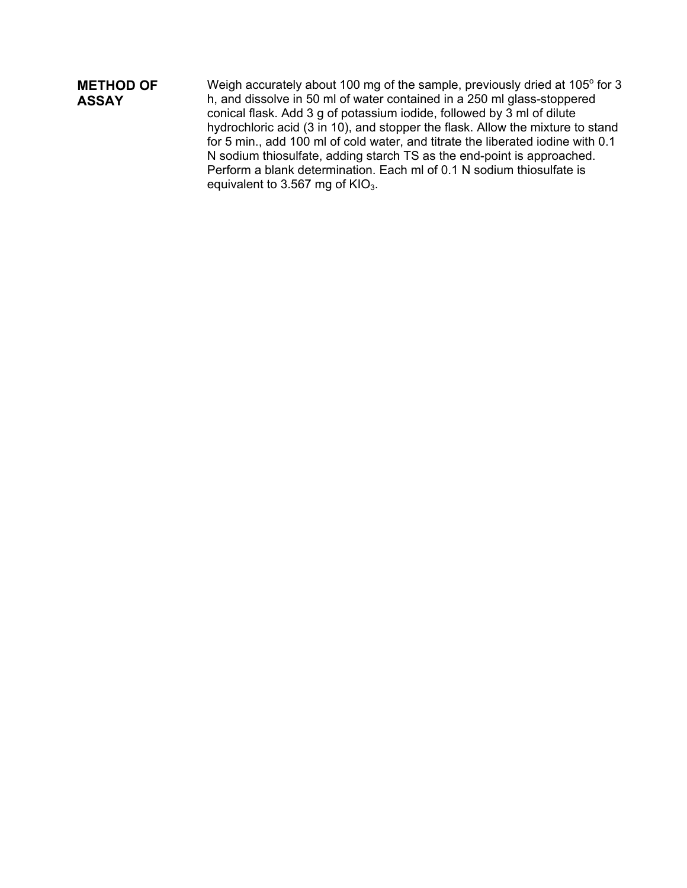**METHOD OF ASSAY**

Weigh accurately about 100 mg of the sample, previously dried at 105° for 3 h, and dissolve in 50 ml of water contained in a 250 ml glass-stoppered conical flask. Add 3 g of potassium iodide, followed by 3 ml of dilute hydrochloric acid (3 in 10), and stopper the flask. Allow the mixture to stand for 5 min., add 100 ml of cold water, and titrate the liberated iodine with 0.1 N sodium thiosulfate, adding starch TS as the end-point is approached. Perform a blank determination. Each ml of 0.1 N sodium thiosulfate is equivalent to 3.567 mg of $KIO_3$.